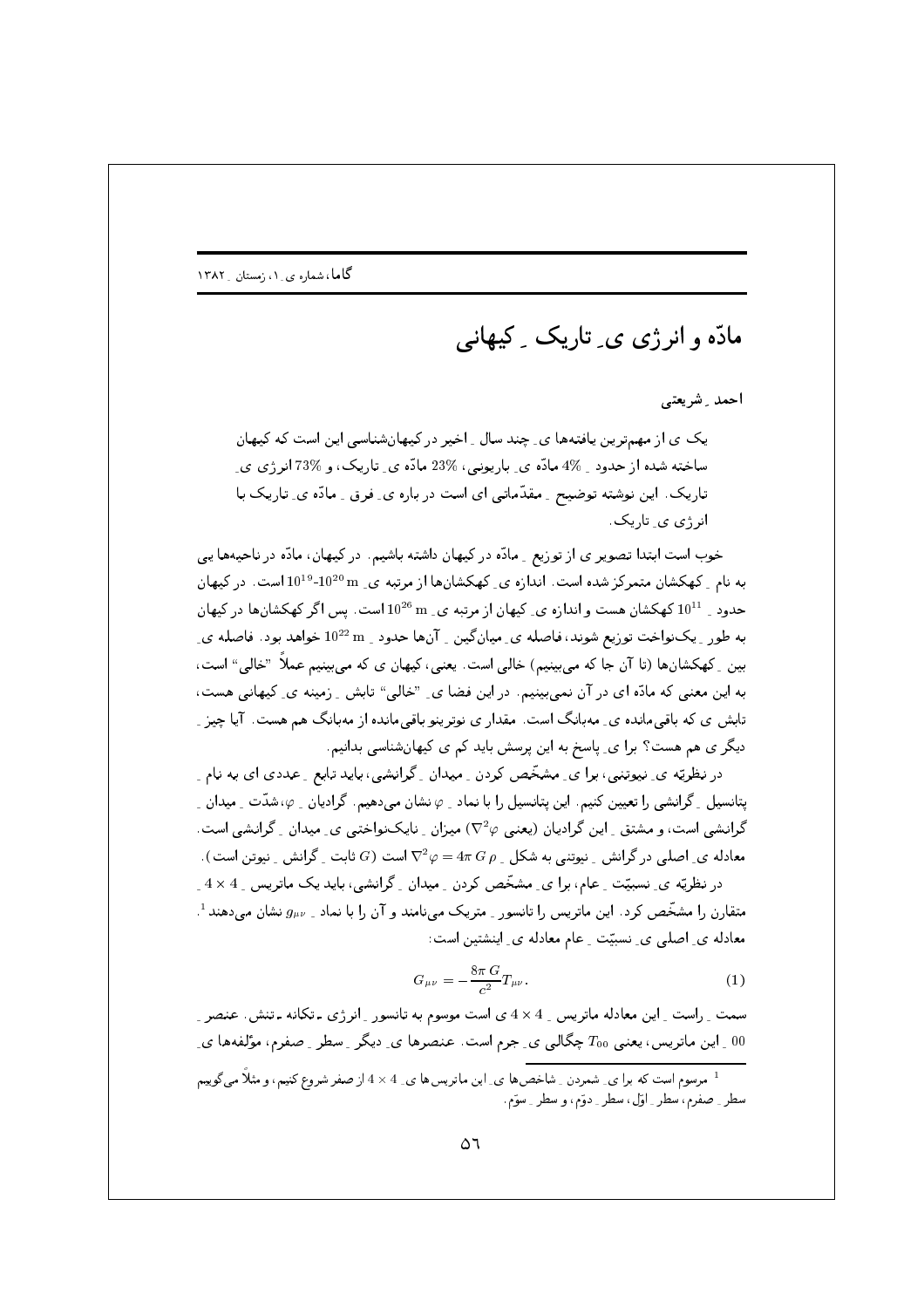# مادّه و انرژی ی ِ تاریک ِ کیهانی

**احمد ِ شریعتی**

یک ی از مهم‌ترین یافته‌ها ی ِ چند سال ِ اخیر در کیهان‌شناسی این است که کیهان ساخته شده از حدود ِ 4% مادّه ی ِ باریونی، 23% مادّه ی ِ تاریک، و 73% انرژی ی ِ تاریک. این نوشته توضیح ِ مقدّماتی ای است در باره ی ِ فرق ِ مادّه ی ِ تاریک با انرژی ی ِ تاریک.

خوب است ابتدا تصویر ی از توزیع ِ مادّه در کیهان داشته باشیم. در کیهان، مادّه در ناحیه‌ها یی به نام ِ کهکشان متمرکز شده است. اندازه ی ِ کهکشان‌ها از مرتبه ی ِ $10^{19}$-$10^{20}\,\mathrm{m}$ است. در کیهان حدود ِ $10^{11}$ کهکشان هست و اندازه ی ِ کیهان از مرتبه ی ِ $10^{26}\,\mathrm{m}$ است. پس اگر کهکشان‌ها در کیهان به طور ِ یک‌نواخت توزیع شوند، فاصله ی ِ میان‌گین ِ آن‌ها حدود ِ $10^{22}\,\mathrm{m}$ خواهد بود. فاصله ی ِ بین ِ کهکشان‌ها (تا آن جا که می‌بینیم) خالی است. یعنی، کیهان ی که می‌بینیم عملاً "خالی" است، به این معنی که مادّه ای در آن نمی‌بینیم. در این فضا ی ِ "خالی" تابش ِ زمینه ی ِ کیهانی هست، تابش ی که باقی‌مانده ی ِ مه‌بانگ است. مقدار ی نوترینو باقی‌مانده از مه‌بانگ هم هست. آیا چیز ِ دیگر ی هم هست؟ برا ی ِ پاسخ به این پرسش باید کم ی کیهان‌شناسی بدانیم.

در نظریّه ی ِ نیوتنی، برا ی ِ مشخّص کردن ِ میدان ِ گرانشی، باید تابع ِ عددی ای به نام ِ پتانسیل ِ گرانشی را تعیین کنیم. این پتانسیل را با نماد ِ $\varphi$ نشان می‌دهیم. گرادیان ِ $\varphi$، شدّت ِ میدان ِ گرانشی است، و مشتق ِ این گرادیان (یعنی $\nabla^2\varphi$) میزان ِ نایک‌نواختی ی ِ میدان ِ گرانشی است. معادله ی ِ اصلی در گرانش ِ نیوتنی به شکل ِ $\nabla^2\varphi = 4\pi G\,\rho$ است ($G$ ثابت ِ گرانش ِ نیوتن است).

در نظریّه ی ِ نسبیّت ِ عام، برا ی ِ مشخّص کردن ِ میدان ِ گرانشی، باید یک ماتریس ِ $4\times 4$ ِ متقارن را مشخّص کرد. این ماتریس را تانسور ِ متریک می‌نامند و آن را با نماد ِ $g_{\mu\nu}$ نشان می‌دهند [1]. معادله ی ِ اصلی ی ِ نسبیّت ِ عام معادله ی ِ اینشتین است:

$$G_{\mu\nu} = -\frac{8\pi\, G}{c^2} T_{\mu\nu}. \tag{1}$$

سمت ِ راست ِ این معادله ماتریس ِ $4\times 4$ ی است موسوم به تانسور ِ انرژی ـ تکانه ـ تنش. عنصر ِ $00$ ِ این ماتریس، یعنی $T_{00}$ چگالی ی ِ جرم است. عنصرها ی ِ دیگر ِ سطر ِ صفرم، مؤلفه‌ها ی ِ

[1] مرسوم است که برا ی ِ شمردن ِ شاخص‌ها ی ِ این ماتریس‌ها ی ِ $4\times 4$ از صفر شروع کنیم، و مثلاً می‌گوییم سطر ِ صفرم، سطر ِ اوّل، سطر ِ دوّم، و سطر ِ سوّم.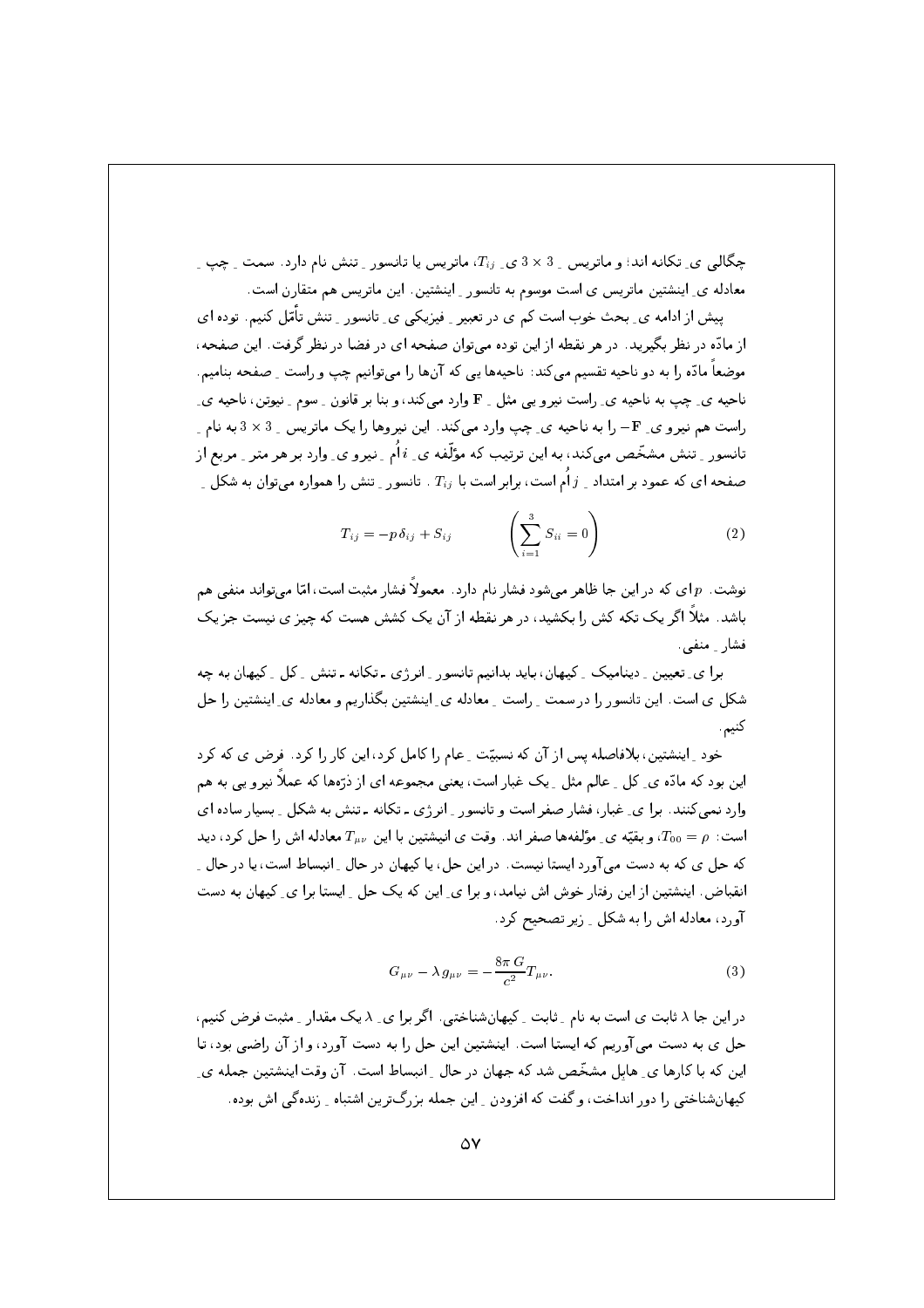چگالی ی ِ تکانه اند؛ و ماتریس ِ $3\times 3$ ی ِ $T_{ij}$، ماتریس یا تانسور ِ تنش نام دارد. سمت ِ چپ ِ معادله ی ِ اینشتین ماتریس ی است موسوم به تانسور ِ اینشتین. این ماتریس هم متقارن است.

پیش از ادامه ی ِ بحث خوب است کم ی در تعبیر ِ فیزیکی ی ِ تانسور ِ تنش تأمّل کنیم. توده ای از مادّه در نظر بگیرید. در هر نقطه از این توده می‌توان صفحه ای در فضا در نظر گرفت. این صفحه، موضعاً مادّه را به دو ناحیه تقسیم می‌کند: ناحیه‌ها یی که آن‌ها را می‌توانیم چپ و راست ِ صفحه بنامیم. ناحیه ی ِ چپ به ناحیه ی ِ راست نیرو یی مثل ِ $\mathbf{F}$ وارد می‌کند، و بنا بر قانون ِ سوم ِ نیوتن، ناحیه ی ِ راست هم نیرو ی ِ $-\mathbf{F}$ را به ناحیه ی ِ چپ وارد می‌کند. این نیروها را یک ماتریس ِ $3\times 3$ به نام ِ تانسور ِ تنش مشخّص می‌کند، به این ترتیب که مؤلّفه ی ِ $i$ اُم ِ نیرو ی ِ وارد بر هر متر ِ مربع از صفحه ای که عمود بر امتداد ِ $j$ اُم است، برابر است با $T_{ij}$. تانسور ِ تنش را همواره می‌توان به شکل ِ

$$T_{ij}=-p\,\delta_{ij}+S_{ij}\qquad\qquad \left(\sum_{i=1}^{3}S_{ii}=0\right)\tag{2}$$

نوشت. $p$ ای که در این جا ظاهر می‌شود فشار نام دارد. معمولاً فشار مثبت است، امّا می‌تواند منفی هم باشد. مثلاً اگر یک تکه کش را بکشید، در هر نقطه از آن یک کشش هست که چیز ی نیست جز یک فشار ِ منفی.

برا ی ِ تعیین ِ دینامیک ِ کیهان، باید بدانیم تانسور ِ انرژی ـ تکانه ـ تنش ِ کل ِ کیهان به چه شکل ی است. این تانسور را در سمت ِ راست ِ معادله ی ِ اینشتین بگذاریم و معادله ی ِ اینشتین را حل کنیم.

خود ِ اینشتین، بلافاصله پس از آن که نسبیّت ِ عام را کامل کرد، این کار را کرد. فرض ی که کرد این بود که مادّه ی ِ کل ِ عالم مثل ِ یک غبار است، یعنی مجموعه ای از ذرّه‌ها که عملاً نیرو یی به هم وارد نمی‌کنند. برا ی ِ غبار، فشار صفر است و تانسور ِ انرژی ـ تکانه ـ تنش به شکل ِ بسیار ساده ای است: $T_{00}=\rho$، و بقیّه ی ِ مؤلفه‌ها صفر اند. وقت ی انیشتین با این $T_{\mu\nu}$ معادله اش را حل کرد، دید که حل ی که به دست می‌آورد ایستا نیست. در این حل، یا کیهان در حال ِ انبساط است، یا در حال ِ انقباض. اینشتین از این رفتار خوش اش نیامد، و برا ی ِ این که یک حل ِ ایستا برا ی ِ کیهان به دست آورد، معادله اش را به شکل ِ زیر تصحیح کرد.

$$G_{\mu\nu}-\lambda\,g_{\mu\nu}=-\frac{8\pi\,G}{c^2}T_{\mu\nu}.\tag{3}$$

در این جا $\lambda$ ثابت ی است به نام ِ ثابت ِ کیهان‌شناختی. اگر برا ی ِ $\lambda$ یک مقدار ِ مثبت فرض کنیم، حل ی به دست می‌آوریم که ایستا است. اینشتین این حل را به دست آورد، و از آن راضی بود، تا این که با کارها ی ِ هابل مشخّص شد که جهان در حال ِ انبساط است. آن وقت اینشتین جمله ی ِ کیهان‌شناختی را دور انداخت، و گفت که افزودن ِ این جمله بزرگ‌ترین اشتباه ِ زنده‌گی اش بوده.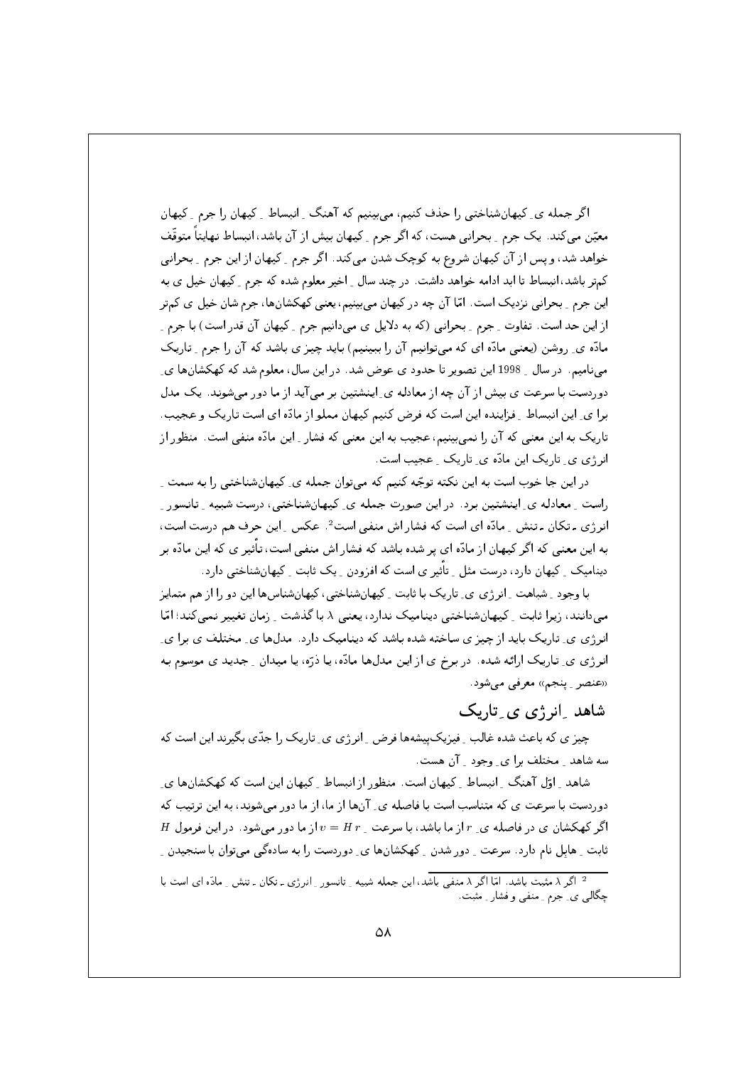اگر جمله ی ِ کیهان‌شناختی را حذف کنیم، می‌بینیم که آهنگ ِ انبساط ِ کیهان را جرم ِ کیهان معیّن می‌کند. یک جرم ِ بحرانی هست، که اگر جرم ِ کیهان بیش از آن باشد، انبساط نهایتاً متوقّف خواهد شد، و پس از آن کیهان شروع به کوچک شدن می‌کند. اگر جرم ِ کیهان از این جرم ِ بحرانی کم‌تر باشد، انبساط تا ابد ادامه خواهد داشت. در چند سال ِ اخیر معلوم شده که جرم ِ کیهان خیل ی به این جرم ِ بحرانی نزدیک است. امّا آن چه در کیهان می‌بینیم، یعنی کهکشان‌ها، جرم شان خیل ی کم‌تر از این حد است. تفاوت ِ جرم ِ بحرانی (که به دلایل ی می‌دانیم جرم ِ کیهان آن قدر است) با جرم ِ مادّه ی ِ روشن (یعنی مادّه ای که می‌توانیم آن را ببینیم) باید چیز ی باشد که آن را جرم ِ تاریک می‌نامیم. در سال ِ 1998 این تصویر تا حدود ی عوض شد. در این سال، معلوم شد که کهکشان‌ها ی ِ دوردست با سرعت ی بیش از آن چه از معادله ی ِ اینشتین بر می‌آید از ما دور می‌شوند. یک مدل برا ی ِ این انبساط ِ فزاینده این است که فرض کنیم کیهان مملو از مادّه ای است تاریک و عجیب. تاریک به این معنی که آن را نمی‌بینیم، عجیب به این معنی که فشار ِ این مادّه منفی است. منظور از انرژی ی ِ تاریک این مادّه ی ِ تاریک ِ عجیب است.

در این جا خوب است به این نکته توجّه کنیم که می‌توان جمله ی ِ کیهان‌شناختی را به سمت ِ راست ِ معادله ی ِ اینشتین برد. در این صورت جمله ی ِ کیهان‌شناختی، درست شبیه ِ تانسور ِ انرژی ـ تکان ـ تنش ِ مادّه ای است که فشار اش منفی است[2]. عکس ِ این حرف هم درست است، به این معنی که اگر کیهان از مادّه ای پر شده باشد که فشار اش منفی است، تأثیر ی که این مادّه بر دینامیک ِ کیهان دارد، درست مثل ِ تأثیر ی است که افزودن ِ یک ثابت ِ کیهان‌شناختی دارد.

با وجود ِ شباهت ِ انرژی ی ِ تاریک با ثابت ِ کیهان‌شناختی، کیهان‌شناس‌ها این دو را از هم متمایز می‌دانند، زیرا ثابت ِ کیهان‌شناختی دینامیک ندارد، یعنی $\lambda$ با گذشت ِ زمان تغییر نمی‌کند؛ امّا انرژی ی ِ تاریک باید از چیز ی ساخته شده باشد که دینامیک دارد. مدل‌ها ی ِ مختلف ی برا ی ِ انرژی ی ِ تاریک ارائه شده. در برخ ی از این مدل‌ها مادّه، یا ذرّه، یا میدان ِ جدید ی موسوم به «عنصر ِ پنجم» معرفی می‌شود.

## شاهد ِ انرژی ی ِ تاریک

چیز ی که باعث شده غالب ِ فیزیک‌پیشه‌ها فرض ِ انرژی ی ِ تاریک را جدّی بگیرند این است که سه شاهد ِ مختلف برا ی ِ وجود ِ آن هست.

شاهد ِ اوّل آهنگ ِ انبساط ِ کیهان است. منظور از انبساط ِ کیهان این است که کهکشان‌ها ی ِ دوردست با سرعت ی که متناسب است با فاصله ی ِ آن‌ها از ما، از ما دور می‌شوند، به این ترتیب که اگر کهکشان ی در فاصله ی ِ $r$ از ما باشد، با سرعت ِ $v = H\,r$ از ما دور می‌شود. در این فرمول $H$ ثابت ِ هابل نام دارد. سرعت ِ دور شدن ِ کهکشان‌ها ی ِ دوردست را به سادگی می‌توان با سنجیدن ِ

---

[2] اگر $\lambda$ مثبت باشد. امّا اگر $\lambda$ منفی باشد، این جمله شبیه ِ تانسور ِ انرژی ـ تکان ـ تنش ِ مادّه ای است با چگالی ی ِ جرم ِ منفی و فشار ِ مثبت.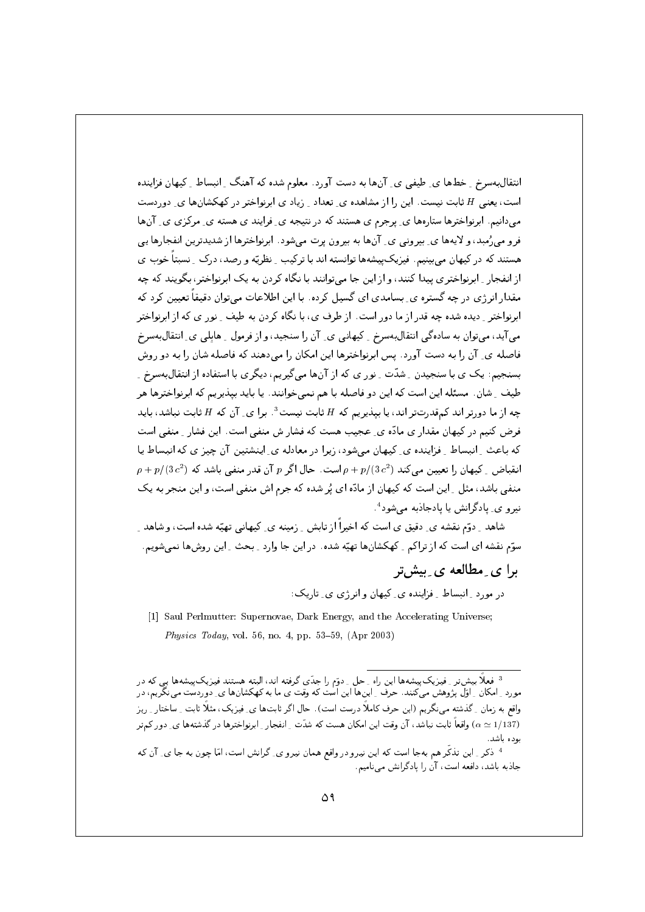انتقال‌به‌سرخ ِ خط‌ها ی ِ طیفی ی ِ آن‌ها به دست آورد. معلوم شده که آهنگ ِ انبساط ِ کیهان فزاینده است، یعنی $H$ ثابت نیست. این را از مشاهده ی ِ تعداد ِ زیاد ی ابرنواختر در کهکشان‌ها ی ِ دوردست می‌دانیم. ابرنواخترها ستاره‌ها ی ِ پرجرم ی هستند که در نتیجه ی ِ فرایند ی هسته ی ِ مرکزی ی ِ آن‌ها فرو می‌رُمبد، و لایه‌ها ی ِ بیرونی ی ِ آن‌ها به بیرون پرت می‌شود. ابرنواخترها از شدیدترین انفجارها یی هستند که در کیهان می‌بینیم. فیزیک‌پیشه‌ها توانسته اند با ترکیب ِ نظریّه و رصد، درک ِ نسبتاً خوب ی از انفجار ِ ابرنواختری پیدا کنند، و از این جا می‌توانند با نگاه کردن به یک ابرنواختر، بگویند که چه مقدار انرژی در چه گستره ی ِ بسامدی ای گسیل کرده. با این اطلاعات می‌توان دقیقاً تعیین کرد که ابرنواختر ِ دیده شده چه قدر از ما دور است. از طرف ی، با نگاه کردن به طیف ِ نور ی که از ابرنواختر می‌آید، می‌توان به ساده‌گی انتقال‌به‌سرخ ِ کیهانی ی ِ آن را سنجید، و از فرمول ِ هابِلی ی ِ انتقال‌به‌سرخ فاصله ی ِ آن را به دست آورد. پس ابرنواخترها این امکان را می‌دهند که فاصله شان را به دو روش بسنجیم: یک ی با سنجیدن ِ شدّت ِ نور ی که از آن‌ها می‌گیریم، دیگری با استفاده از انتقال‌به‌سرخ ِ طیف ِ شان. مسئله این است که این دو فاصله با هم نمی‌خوانند. یا باید بپذیریم که ابرنواخترها هر چه از ما دورتر اند کم‌قدرت‌تر اند، یا بپذیریم که $H$ ثابت نیست[3]. برا ی ِ آن که $H$ ثابت نباشد، باید فرض کنیم در کیهان مقدار ی مادّه ی ِ عجیب هست که فشار ش منفی است. این فشار ِ منفی است که باعث ِ انبساط ِ فزاینده ی ِ کیهان می‌شود، زیرا در معادله ی ِ اینشتین آن چیز ی که انبساط یا انقباض ِ کیهان را تعیین می‌کند $\rho + p/(3\,c^2)$ است. حال اگر $p$ آن قدر منفی باشد که $\rho + p/(3\,c^2)$ منفی باشد، مثل ِ این است که کیهان از مادّه ای پُر شده که جرم اش منفی است، و این منجر به یک نیرو ی ِ پادگرانش یا پادجاذبه می‌شود[4].

شاهد ِ دوّم نقشه ی ِ دقیق ی است که اخیراً از تابش ِ زمینه ی ِ کیهانی تهیّه شده است، و شاهد ِ سوّم نقشه ای است که از تراکم ِ کهکشان‌ها تهیّه شده. در این جا وارد ِ بحث ِ این روش‌ها نمی‌شویم.

## برا ی ِ مطالعه ی ِ بیش‌تر

در مورد ِ انبساط ِ فزاینده ی ِ کیهان و انرژی ی ِ تاریک:

[1] Saul Perlmutter: Supernovae, Dark Energy, and the Accelerating Universe; *Physics Today*, vol. 56, no. 4, pp. 53–59, (Apr 2003)

---

[3] فعلاً بیش‌تر ِ فیزیک‌پیشه‌ها این راه ِ حل ِ دوّم را جدّی گرفته اند، البتّه هستند فیزیک‌پیشه‌ها یی که در مورد ِ امکان ِ اوّل پژوهش می‌کنند. حرف ِ این‌ها این است که وقت ی ما به کهکشان‌ها ی ِ دوردست می‌نگریم، در واقع به زمان ِ گذشته می‌نگریم (این حرف کاملاً درست است). حال اگر ثابت‌ها ی ِ فیزیک، مثلاً ثابت ِ ساختار ِ ریز ($\alpha \simeq 1/137$) واقعاً ثابت نباشد، آن وقت این امکان هست که شدّت ِ انفجار ِ ابرنواخترها در گذشته‌ها ی ِ دور کم‌تر بوده باشد.

[4] ذکر ِ این تذکّر هم به‌جا است که این نیرو در واقع همان نیرو ی ِ گرانش است، امّا چون به جا ی ِ آن که جاذبه باشد، دافعه است، آن را پادگرانش می‌نامیم.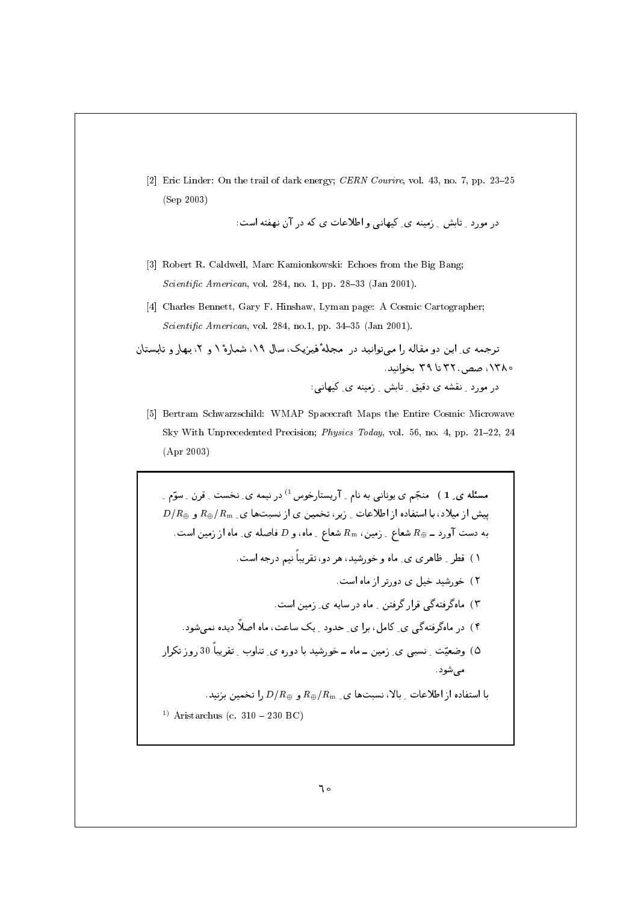[2] Eric Linder: On the trail of dark energy; *CERN Courire*, vol. 43, no. 7, pp. 23–25 (Sep 2003)

در مورد ِ تابش ِ زمینه ی ِ کیهانی و اطلاعات ی که در آن نهفته است:

[3] Robert R. Caldwell, Marc Kamionkowski: Echoes from the Big Bang; *Scientific American*, vol. 284, no. 1, pp. 28–33 (Jan 2001).

[4] Charles Bennett, Gary F. Hinshaw, Lyman page: A Cosmic Cartographer; *Scientific American*, vol. 284, no.1, pp. 34–35 (Jan 2001).

ترجمه ی ِ این دو مقاله را می‌توانید در مجلهٔ فیزیک، سال ۱۹، شمارهٔ ۱ و ۲، بهار و تابستان ۱۳۸۰، صص. ۳۲ تا ۳۹ بخوانید.

در مورد ِ نقشه ی دقیق ِ تابش ِ زمینه ی ِ کیهانی:

[5] Bertram Schwarzschild: WMAP Spacecraft Maps the Entire Cosmic Microwave Sky With Unprecedented Precision; *Physics Today*, vol. 56, no. 4, pp. 21–22, 24 (Apr 2003)

---

**مسئله ی ِ 1)** منجّم ی یونانی به نام ِ آریستارخوس[1] در نیمه ی ِ نخست ِ قرن ِ سوّم ِ پیش از میلاد، با استفاده از اطلاعات ِ زیر، تخمین ی از نسبت‌ها ی ِ $R_\oplus/R_{\rm m}$ و $D/R_\oplus$ به دست آورد ــ $R_\oplus$ شعاع ِ زمین، $R_{\rm m}$ شعاع ِ ماه، و $D$ فاصله ی ِ ماه از زمین است.

۱) قطر ِ ظاهری ی ِ ماه و خورشید، هر دو، تقریباً نیم درجه است.

۲) خورشید خیل ی دورتر از ماه است.

۳) ماه‌گرفته‌گی قرار گرفتن ِ ماه در سایه ی ِ زمین است.

۴) در ماه‌گرفته‌گی ی ِ کامل، برا ی ِ حدود ِ یک ساعت، ماه اصلاً دیده نمی‌شود.

۵) وضعیّت ِ نسبی ی ِ زمین ـ ماه ـ خورشید با دوره ی ِ تناوب ِ تقریباً 30 روز تکرار می‌شود.

با استفاده از اطلاعات ِ بالا، نسبت‌ها ی ِ $R_\oplus/R_{\rm m}$ و $D/R_\oplus$ را تخمین بزنید.

[1] Aristarchus (c. 310 – 230 BC)